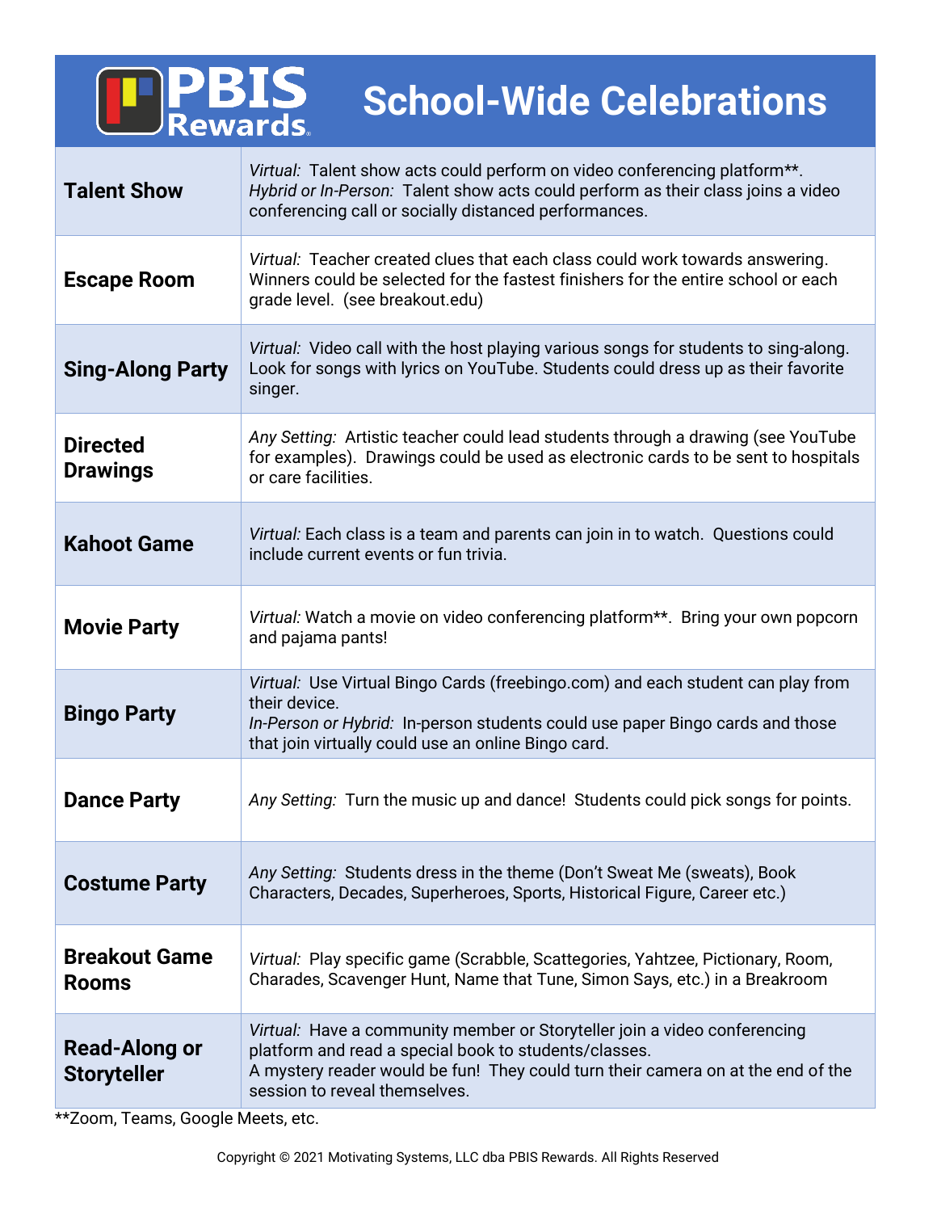# PBIS Rewards — School-Wide Celebrations

| Celebration | Description |
|---|---|
| **Talent Show** | *Virtual:* Talent show acts could perform on video conferencing platform**. *Hybrid or In-Person:* Talent show acts could perform as their class joins a video conferencing call or socially distanced performances. |
| **Escape Room** | *Virtual:* Teacher created clues that each class could work towards answering. Winners could be selected for the fastest finishers for the entire school or each grade level. (see breakout.edu) |
| **Sing-Along Party** | *Virtual:* Video call with the host playing various songs for students to sing-along. Look for songs with lyrics on YouTube. Students could dress up as their favorite singer. |
| **Directed Drawings** | *Any Setting:* Artistic teacher could lead students through a drawing (see YouTube for examples). Drawings could be used as electronic cards to be sent to hospitals or care facilities. |
| **Kahoot Game** | *Virtual:* Each class is a team and parents can join in to watch. Questions could include current events or fun trivia. |
| **Movie Party** | *Virtual:* Watch a movie on video conferencing platform**. Bring your own popcorn and pajama pants! |
| **Bingo Party** | *Virtual:* Use Virtual Bingo Cards (freebingo.com) and each student can play from their device. *In-Person or Hybrid:* In-person students could use paper Bingo cards and those that join virtually could use an online Bingo card. |
| **Dance Party** | *Any Setting:* Turn the music up and dance! Students could pick songs for points. |
| **Costume Party** | *Any Setting:* Students dress in the theme (Don't Sweat Me (sweats), Book Characters, Decades, Superheroes, Sports, Historical Figure, Career etc.) |
| **Breakout Game Rooms** | *Virtual:* Play specific game (Scrabble, Scattegories, Yahtzee, Pictionary, Room, Charades, Scavenger Hunt, Name that Tune, Simon Says, etc.) in a Breakroom |
| **Read-Along or Storyteller** | *Virtual:* Have a community member or Storyteller join a video conferencing platform and read a special book to students/classes. A mystery reader would be fun! They could turn their camera on at the end of the session to reveal themselves. |

**Zoom, Teams, Google Meets, etc.

Copyright © 2021 Motivating Systems, LLC dba PBIS Rewards. All Rights Reserved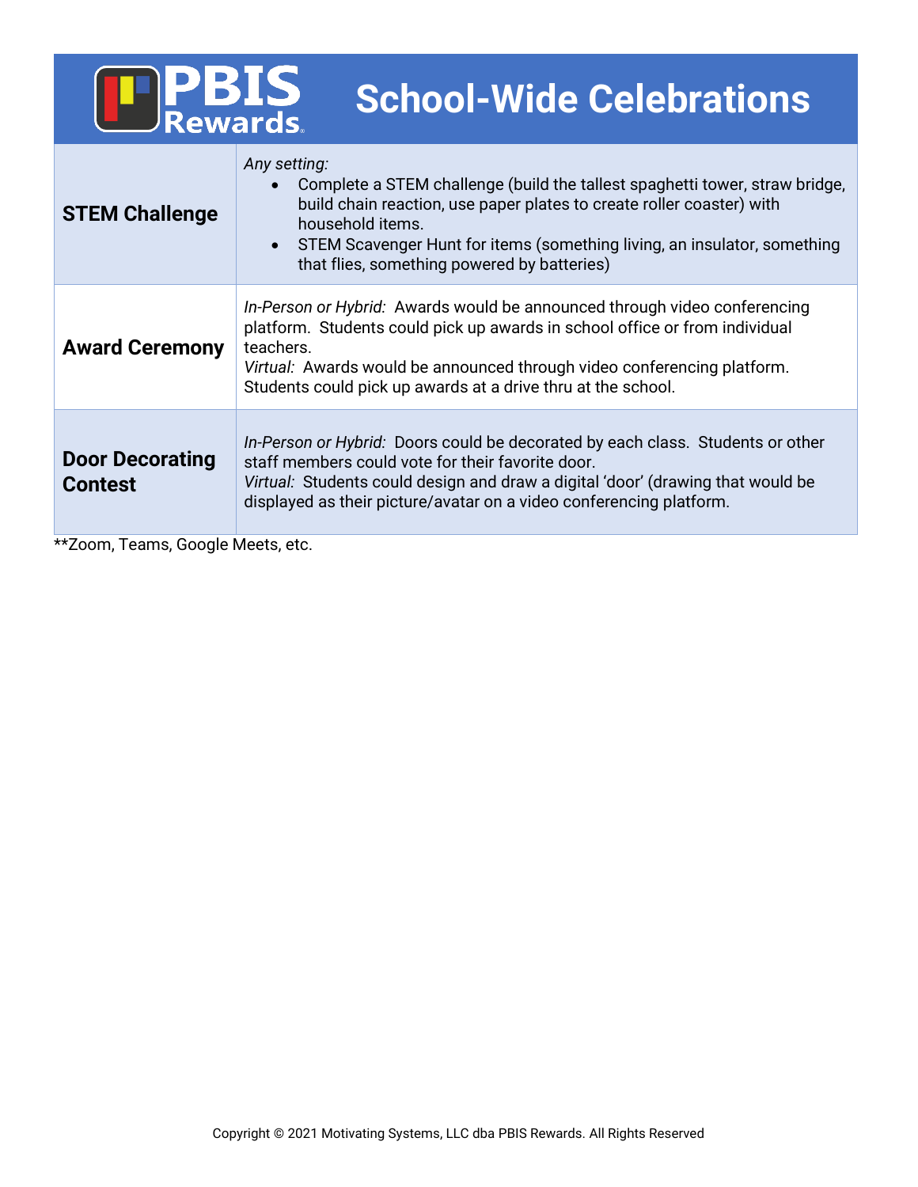# PBIS Rewards School-Wide Celebrations

| | |
|---|---|
| **STEM Challenge** | *Any setting:* <br>• Complete a STEM challenge (build the tallest spaghetti tower, straw bridge, build chain reaction, use paper plates to create roller coaster) with household items.<br>• STEM Scavenger Hunt for items (something living, an insulator, something that flies, something powered by batteries) |
| **Award Ceremony** | *In-Person or Hybrid:* Awards would be announced through video conferencing platform. Students could pick up awards in school office or from individual teachers.<br>*Virtual:* Awards would be announced through video conferencing platform. Students could pick up awards at a drive thru at the school. |
| **Door Decorating Contest** | *In-Person or Hybrid:* Doors could be decorated by each class. Students or other staff members could vote for their favorite door.<br>*Virtual:* Students could design and draw a digital 'door' (drawing that would be displayed as their picture/avatar on a video conferencing platform. |

**Zoom, Teams, Google Meets, etc.

Copyright © 2021 Motivating Systems, LLC dba PBIS Rewards. All Rights Reserved